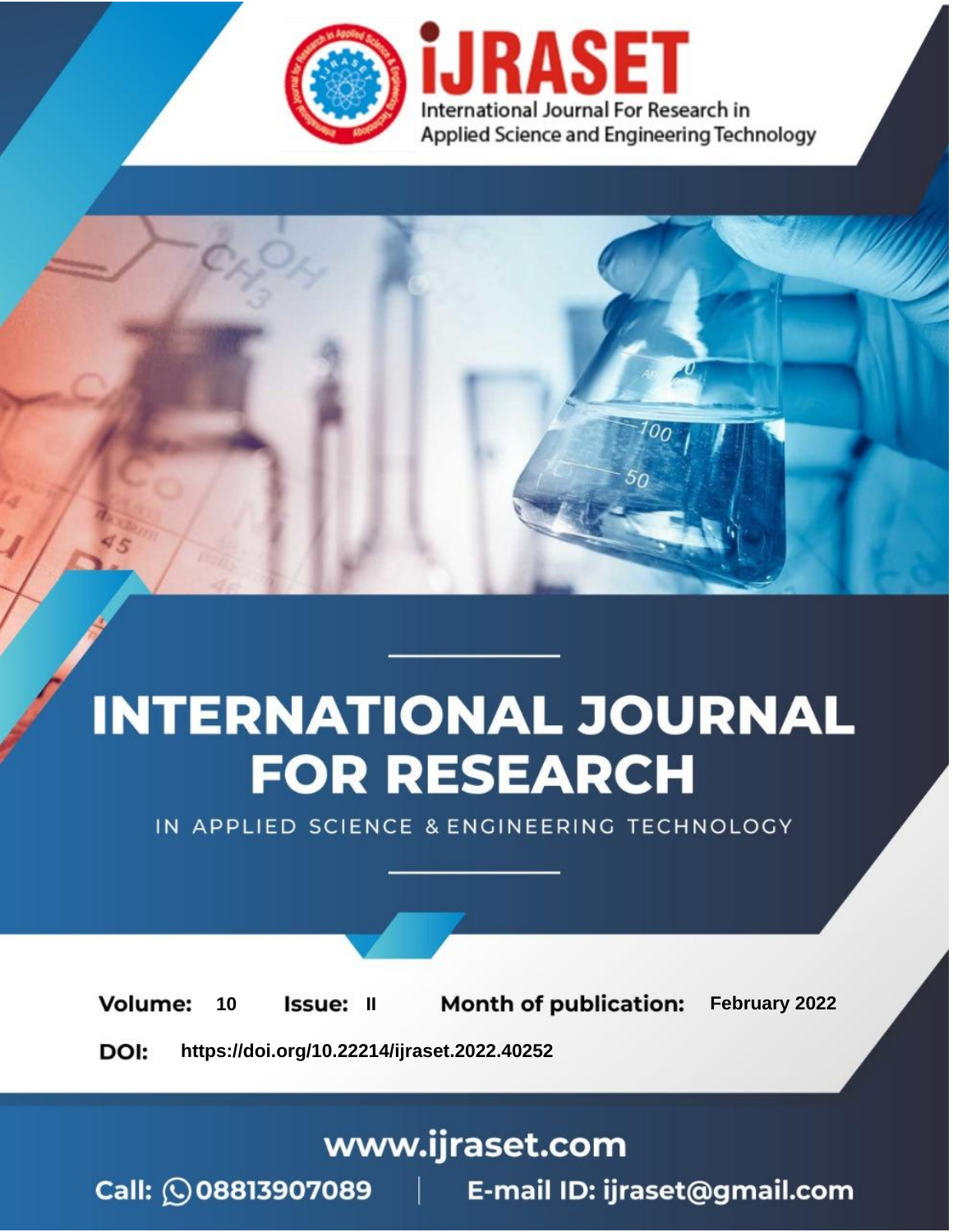# INTERNATIONAL JOURNAL FOR RESEARCH

IN APPLIED SCIENCE & ENGINEERING TECHNOLOGY

**Volume:** 10 **Issue:** II **Month of publication:** February 2022

**DOI:** https://doi.org/10.22214/ijraset.2022.40252

www.ijraset.com

Call: 08813907089 | E-mail ID: ijraset@gmail.com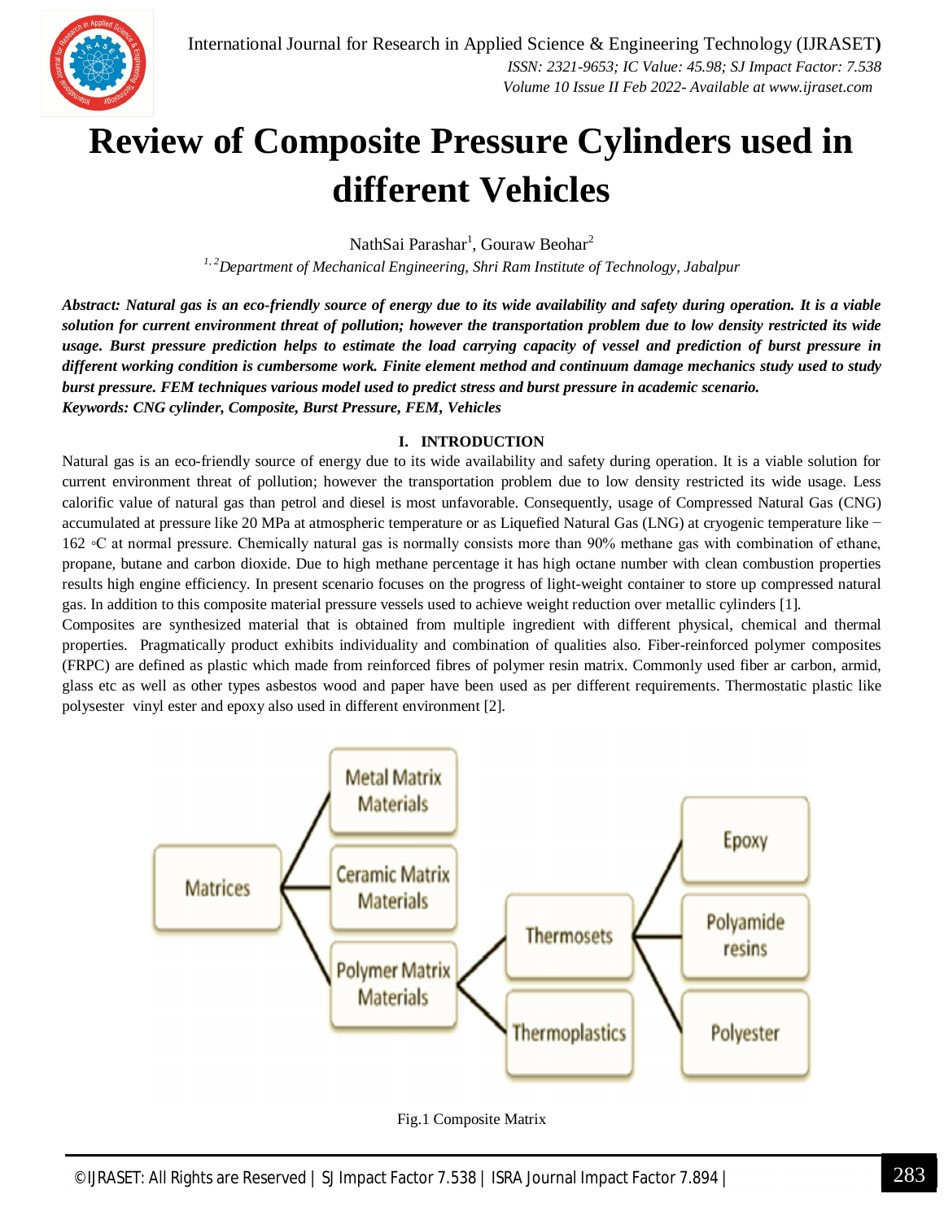# Review of Composite Pressure Cylinders used in different Vehicles

NathSai Parashar[1], Gouraw Beohar[2]

[1, 2]*Department of Mechanical Engineering, Shri Ram Institute of Technology, Jabalpur*

***Abstract:** Natural gas is an eco-friendly source of energy due to its wide availability and safety during operation. It is a viable solution for current environment threat of pollution; however the transportation problem due to low density restricted its wide usage. Burst pressure prediction helps to estimate the load carrying capacity of vessel and prediction of burst pressure in different working condition is cumbersome work. Finite element method and continuum damage mechanics study used to study burst pressure. FEM techniques various model used to predict stress and burst pressure in academic scenario.*

***Keywords:** CNG cylinder, Composite, Burst Pressure, FEM, Vehicles*

## I. INTRODUCTION

Natural gas is an eco-friendly source of energy due to its wide availability and safety during operation. It is a viable solution for current environment threat of pollution; however the transportation problem due to low density restricted its wide usage. Less calorific value of natural gas than petrol and diesel is most unfavorable. Consequently, usage of Compressed Natural Gas (CNG) accumulated at pressure like 20 MPa at atmospheric temperature or as Liquefied Natural Gas (LNG) at cryogenic temperature like −162 ◦C at normal pressure. Chemically natural gas is normally consists more than 90% methane gas with combination of ethane, propane, butane and carbon dioxide. Due to high methane percentage it has high octane number with clean combustion properties results high engine efficiency. In present scenario focuses on the progress of light-weight container to store up compressed natural gas. In addition to this composite material pressure vessels used to achieve weight reduction over metallic cylinders [1].

Composites are synthesized material that is obtained from multiple ingredient with different physical, chemical and thermal properties. Pragmatically product exhibits individuality and combination of qualities also. Fiber-reinforced polymer composites (FRPC) are defined as plastic which made from reinforced fibres of polymer resin matrix. Commonly used fiber ar carbon, armid, glass etc as well as other types asbestos wood and paper have been used as per different requirements. Thermostatic plastic like polysester vinyl ester and epoxy also used in different environment [2].

Matrices → Metal Matrix Materials; Ceramic Matrix Materials; Polymer Matrix Materials
Polymer Matrix Materials → Thermosets; Thermoplastics
Thermosets → Epoxy; Polyamide resins; Polyester

Fig.1 Composite Matrix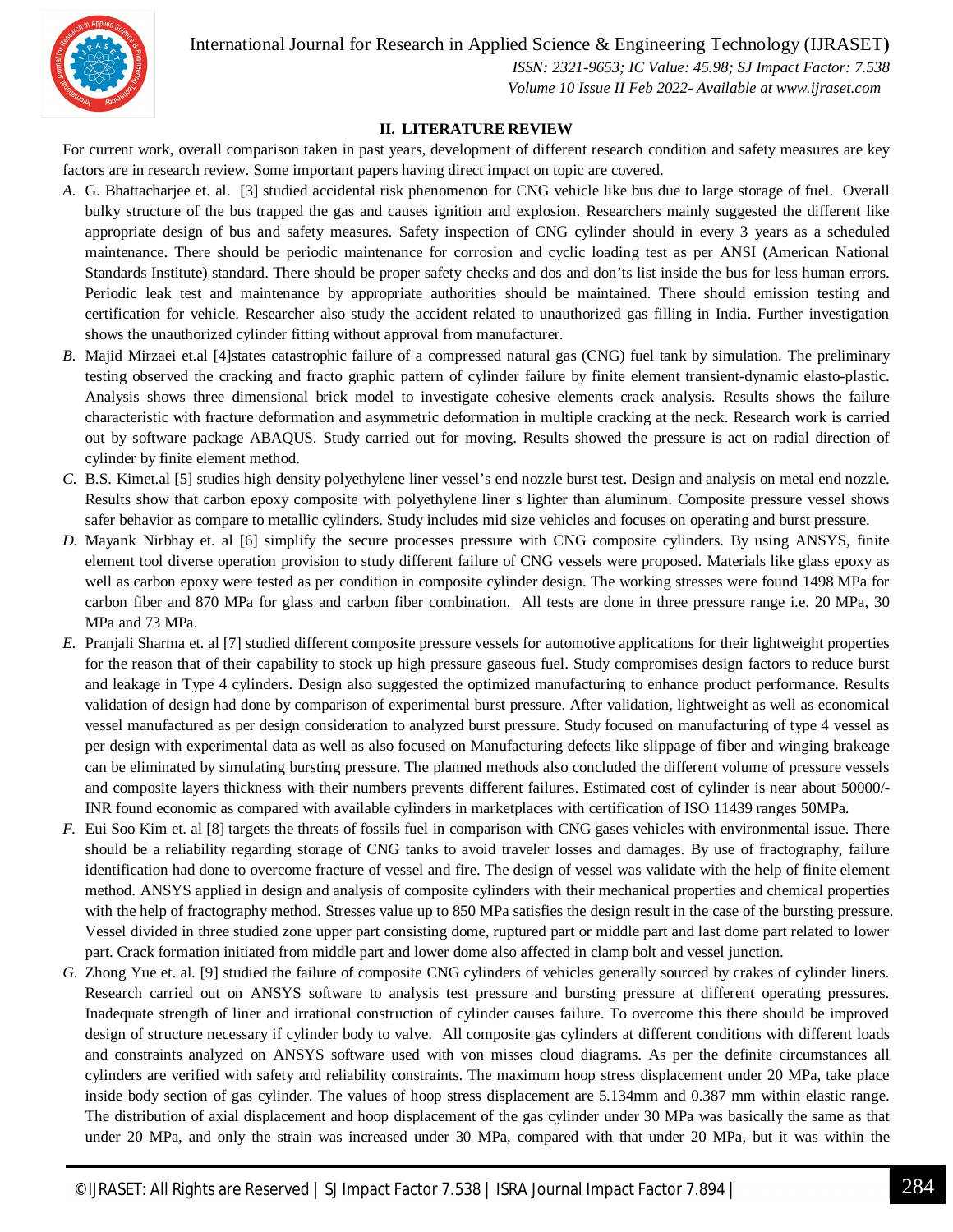## II. LITERATURE REVIEW

For current work, overall comparison taken in past years, development of different research condition and safety measures are key factors are in research review. Some important papers having direct impact on topic are covered.

*A.* G. Bhattacharjee et. al. [3] studied accidental risk phenomenon for CNG vehicle like bus due to large storage of fuel. Overall bulky structure of the bus trapped the gas and causes ignition and explosion. Researchers mainly suggested the different like appropriate design of bus and safety measures. Safety inspection of CNG cylinder should in every 3 years as a scheduled maintenance. There should be periodic maintenance for corrosion and cyclic loading test as per ANSI (American National Standards Institute) standard. There should be proper safety checks and dos and don'ts list inside the bus for less human errors. Periodic leak test and maintenance by appropriate authorities should be maintained. There should emission testing and certification for vehicle. Researcher also study the accident related to unauthorized gas filling in India. Further investigation shows the unauthorized cylinder fitting without approval from manufacturer.

*B.* Majid Mirzaei et.al [4]states catastrophic failure of a compressed natural gas (CNG) fuel tank by simulation. The preliminary testing observed the cracking and fracto graphic pattern of cylinder failure by finite element transient-dynamic elasto-plastic. Analysis shows three dimensional brick model to investigate cohesive elements crack analysis. Results shows the failure characteristic with fracture deformation and asymmetric deformation in multiple cracking at the neck. Research work is carried out by software package ABAQUS. Study carried out for moving. Results showed the pressure is act on radial direction of cylinder by finite element method.

*C.* B.S. Kimet.al [5] studies high density polyethylene liner vessel's end nozzle burst test. Design and analysis on metal end nozzle. Results show that carbon epoxy composite with polyethylene liner s lighter than aluminum. Composite pressure vessel shows safer behavior as compare to metallic cylinders. Study includes mid size vehicles and focuses on operating and burst pressure.

*D.* Mayank Nirbhay et. al [6] simplify the secure processes pressure with CNG composite cylinders. By using ANSYS, finite element tool diverse operation provision to study different failure of CNG vessels were proposed. Materials like glass epoxy as well as carbon epoxy were tested as per condition in composite cylinder design. The working stresses were found 1498 MPa for carbon fiber and 870 MPa for glass and carbon fiber combination. All tests are done in three pressure range i.e. 20 MPa, 30 MPa and 73 MPa.

*E.* Pranjali Sharma et. al [7] studied different composite pressure vessels for automotive applications for their lightweight properties for the reason that of their capability to stock up high pressure gaseous fuel. Study compromises design factors to reduce burst and leakage in Type 4 cylinders. Design also suggested the optimized manufacturing to enhance product performance. Results validation of design had done by comparison of experimental burst pressure. After validation, lightweight as well as economical vessel manufactured as per design consideration to analyzed burst pressure. Study focused on manufacturing of type 4 vessel as per design with experimental data as well as also focused on Manufacturing defects like slippage of fiber and winging brakeage can be eliminated by simulating bursting pressure. The planned methods also concluded the different volume of pressure vessels and composite layers thickness with their numbers prevents different failures. Estimated cost of cylinder is near about 50000/- INR found economic as compared with available cylinders in marketplaces with certification of ISO 11439 ranges 50MPa.

*F.* Eui Soo Kim et. al [8] targets the threats of fossils fuel in comparison with CNG gases vehicles with environmental issue. There should be a reliability regarding storage of CNG tanks to avoid traveler losses and damages. By use of fractography, failure identification had done to overcome fracture of vessel and fire. The design of vessel was validate with the help of finite element method. ANSYS applied in design and analysis of composite cylinders with their mechanical properties and chemical properties with the help of fractography method. Stresses value up to 850 MPa satisfies the design result in the case of the bursting pressure. Vessel divided in three studied zone upper part consisting dome, ruptured part or middle part and last dome part related to lower part. Crack formation initiated from middle part and lower dome also affected in clamp bolt and vessel junction.

*G.* Zhong Yue et. al. [9] studied the failure of composite CNG cylinders of vehicles generally sourced by crakes of cylinder liners. Research carried out on ANSYS software to analysis test pressure and bursting pressure at different operating pressures. Inadequate strength of liner and irrational construction of cylinder causes failure. To overcome this there should be improved design of structure necessary if cylinder body to valve. All composite gas cylinders at different conditions with different loads and constraints analyzed on ANSYS software used with von misses cloud diagrams. As per the definite circumstances all cylinders are verified with safety and reliability constraints. The maximum hoop stress displacement under 20 MPa, take place inside body section of gas cylinder. The values of hoop stress displacement are 5.134mm and 0.387 mm within elastic range. The distribution of axial displacement and hoop displacement of the gas cylinder under 30 MPa was basically the same as that under 20 MPa, and only the strain was increased under 30 MPa, compared with that under 20 MPa, but it was within the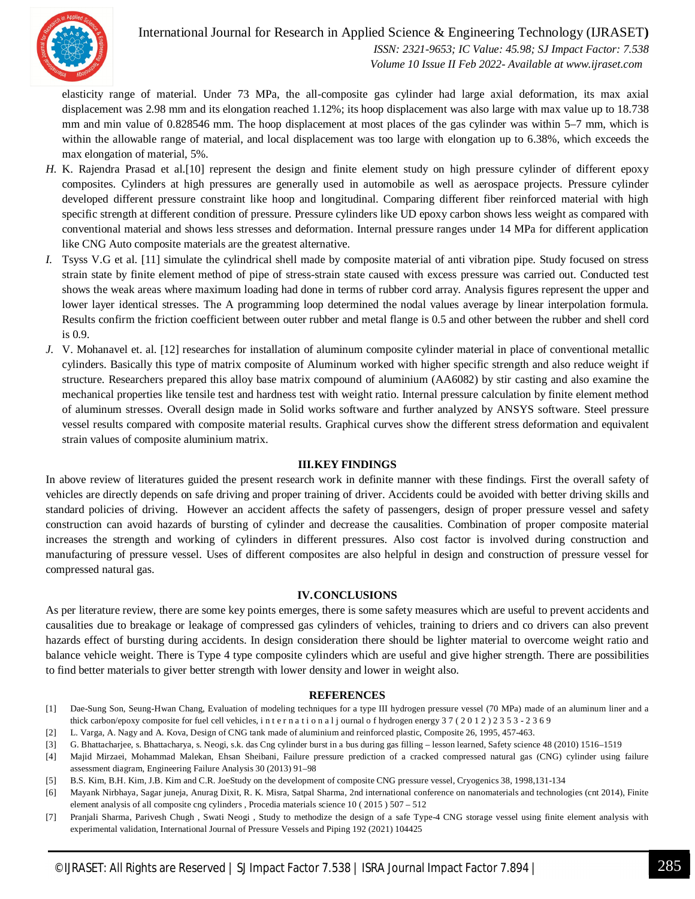elasticity range of material. Under 73 MPa, the all-composite gas cylinder had large axial deformation, its max axial displacement was 2.98 mm and its elongation reached 1.12%; its hoop displacement was also large with max value up to 18.738 mm and min value of 0.828546 mm. The hoop displacement at most places of the gas cylinder was within 5–7 mm, which is within the allowable range of material, and local displacement was too large with elongation up to 6.38%, which exceeds the max elongation of material, 5%.

*H.* K. Rajendra Prasad et al.[10] represent the design and finite element study on high pressure cylinder of different epoxy composites. Cylinders at high pressures are generally used in automobile as well as aerospace projects. Pressure cylinder developed different pressure constraint like hoop and longitudinal. Comparing different fiber reinforced material with high specific strength at different condition of pressure. Pressure cylinders like UD epoxy carbon shows less weight as compared with conventional material and shows less stresses and deformation. Internal pressure ranges under 14 MPa for different application like CNG Auto composite materials are the greatest alternative.

*I.* Tsyss V.G et al. [11] simulate the cylindrical shell made by composite material of anti vibration pipe. Study focused on stress strain state by finite element method of pipe of stress-strain state caused with excess pressure was carried out. Conducted test shows the weak areas where maximum loading had done in terms of rubber cord array. Analysis figures represent the upper and lower layer identical stresses. The A programming loop determined the nodal values average by linear interpolation formula. Results confirm the friction coefficient between outer rubber and metal flange is 0.5 and other between the rubber and shell cord is 0.9.

*J.* V. Mohanavel et. al. [12] researches for installation of aluminum composite cylinder material in place of conventional metallic cylinders. Basically this type of matrix composite of Aluminum worked with higher specific strength and also reduce weight if structure. Researchers prepared this alloy base matrix compound of aluminium (AA6082) by stir casting and also examine the mechanical properties like tensile test and hardness test with weight ratio. Internal pressure calculation by finite element method of aluminum stresses. Overall design made in Solid works software and further analyzed by ANSYS software. Steel pressure vessel results compared with composite material results. Graphical curves show the different stress deformation and equivalent strain values of composite aluminium matrix.

## III. KEY FINDINGS

In above review of literatures guided the present research work in definite manner with these findings. First the overall safety of vehicles are directly depends on safe driving and proper training of driver. Accidents could be avoided with better driving skills and standard policies of driving. However an accident affects the safety of passengers, design of proper pressure vessel and safety construction can avoid hazards of bursting of cylinder and decrease the causalities. Combination of proper composite material increases the strength and working of cylinders in different pressures. Also cost factor is involved during construction and manufacturing of pressure vessel. Uses of different composites are also helpful in design and construction of pressure vessel for compressed natural gas.

## IV. CONCLUSIONS

As per literature review, there are some key points emerges, there is some safety measures which are useful to prevent accidents and causalities due to breakage or leakage of compressed gas cylinders of vehicles, training to driers and co drivers can also prevent hazards effect of bursting during accidents. In design consideration there should be lighter material to overcome weight ratio and balance vehicle weight. There is Type 4 type composite cylinders which are useful and give higher strength. There are possibilities to find better materials to giver better strength with lower density and lower in weight also.

## REFERENCES

[1] Dae-Sung Son, Seung-Hwan Chang, Evaluation of modeling techniques for a type III hydrogen pressure vessel (70 MPa) made of an aluminum liner and a thick carbon/epoxy composite for fuel cell vehicles, i n t e r n a t i o n a l j ournal o f hydrogen energy 3 7 ( 2 0 1 2 ) 2 3 5 3 - 2 3 6 9

[2] L. Varga, A. Nagy and A. Kova, Design of CNG tank made of aluminium and reinforced plastic, Composite 26, 1995, 457-463.

[3] G. Bhattacharjee, s. Bhattacharya, s. Neogi, s.k. das Cng cylinder burst in a bus during gas filling – lesson learned, Safety science 48 (2010) 1516–1519

[4] Majid Mirzaei, Mohammad Malekan, Ehsan Sheibani, Failure pressure prediction of a cracked compressed natural gas (CNG) cylinder using failure assessment diagram, Engineering Failure Analysis 30 (2013) 91–98

[5] B.S. Kim, B.H. Kim, J.B. Kim and C.R. JoeStudy on the development of composite CNG pressure vessel, Cryogenics 38, 1998,131-134

[6] Mayank Nirbhaya, Sagar juneja, Anurag Dixit, R. K. Misra, Satpal Sharma, 2nd international conference on nanomaterials and technologies (cnt 2014), Finite element analysis of all composite cng cylinders , Procedia materials science 10 ( 2015 ) 507 – 512

[7] Pranjali Sharma, Parivesh Chugh , Swati Neogi , Study to methodize the design of a safe Type-4 CNG storage vessel using finite element analysis with experimental validation, International Journal of Pressure Vessels and Piping 192 (2021) 104425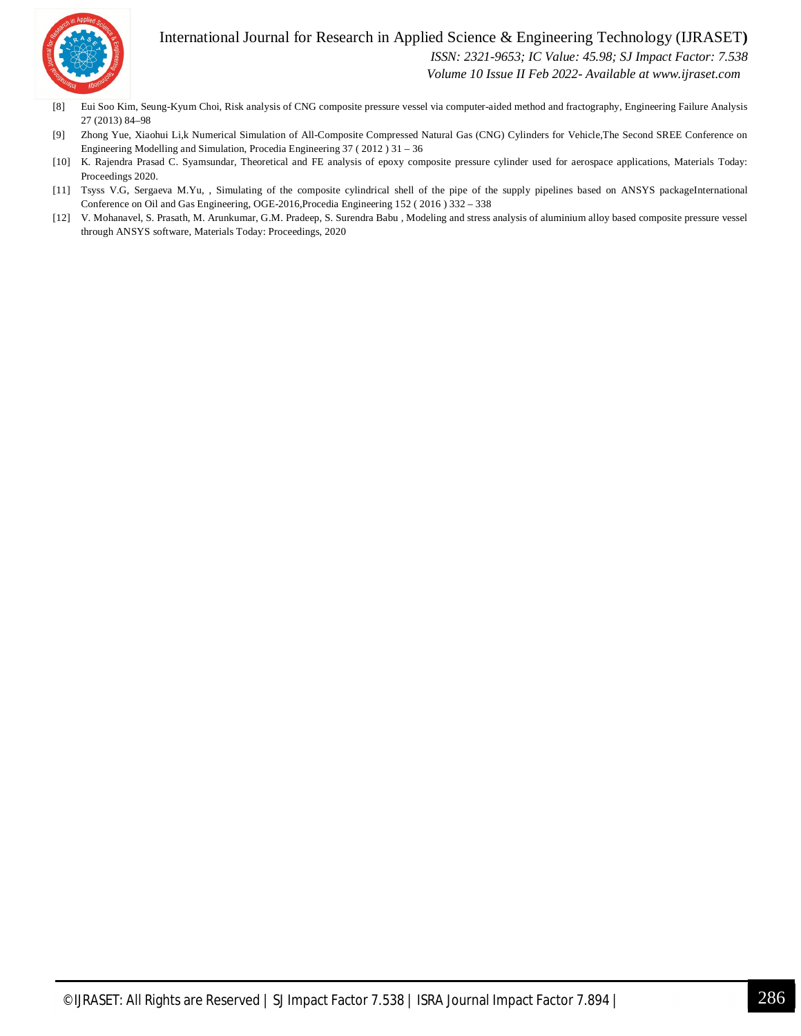[8] Eui Soo Kim, Seung-Kyum Choi, Risk analysis of CNG composite pressure vessel via computer-aided method and fractography, Engineering Failure Analysis 27 (2013) 84–98

[9] Zhong Yue, Xiaohui Li,k Numerical Simulation of All-Composite Compressed Natural Gas (CNG) Cylinders for Vehicle,The Second SREE Conference on Engineering Modelling and Simulation, Procedia Engineering 37 ( 2012 ) 31 – 36

[10] K. Rajendra Prasad C. Syamsundar, Theoretical and FE analysis of epoxy composite pressure cylinder used for aerospace applications, Materials Today: Proceedings 2020.

[11] Tsyss V.G, Sergaeva M.Yu, , Simulating of the composite cylindrical shell of the pipe of the supply pipelines based on ANSYS packageInternational Conference on Oil and Gas Engineering, OGE-2016,Procedia Engineering 152 ( 2016 ) 332 – 338

[12] V. Mohanavel, S. Prasath, M. Arunkumar, G.M. Pradeep, S. Surendra Babu , Modeling and stress analysis of aluminium alloy based composite pressure vessel through ANSYS software, Materials Today: Proceedings, 2020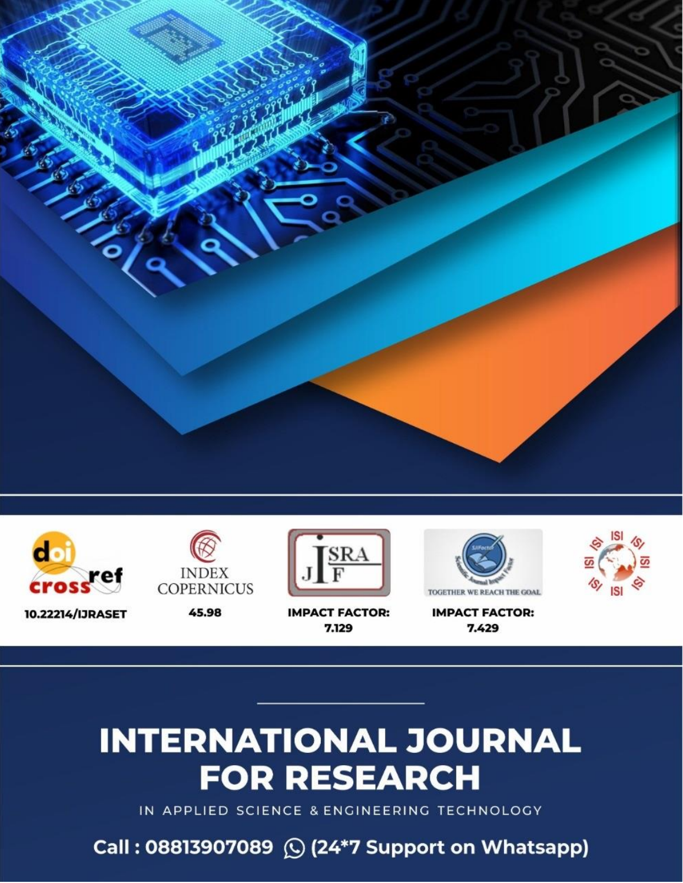10.22214/IJRASET

45.98

IMPACT FACTOR: 7.129

IMPACT FACTOR: 7.429

# INTERNATIONAL JOURNAL FOR RESEARCH

IN APPLIED SCIENCE & ENGINEERING TECHNOLOGY

Call : 08813907089 (24*7 Support on Whatsapp)